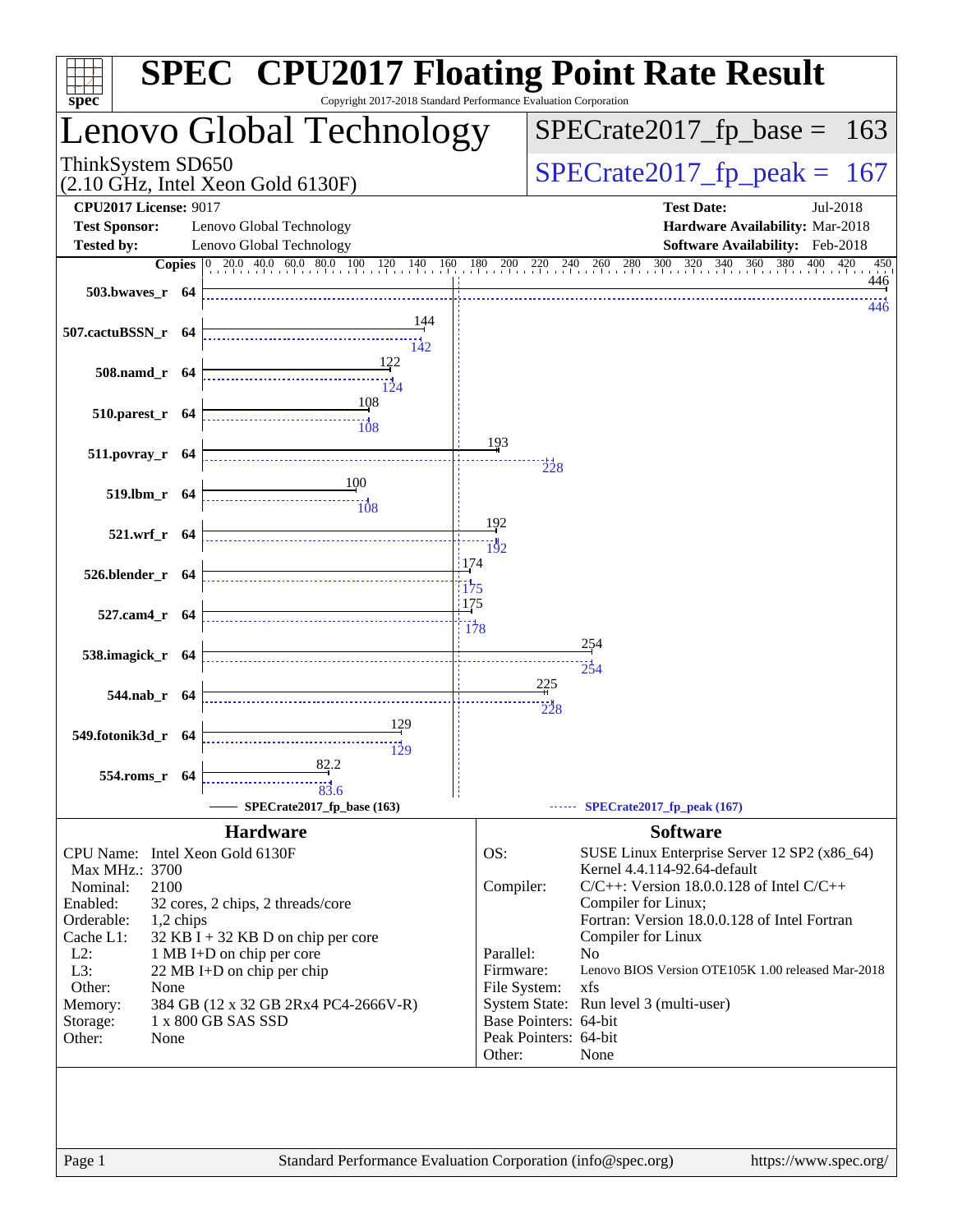# SPEC CPU2017 Floating Point Rate Result

Copyright 2017-2018 Standard Performance Evaluation Corporation

## Lenovo Global Technology

ThinkSystem SD650
(2.10 GHz, Intel Xeon Gold 6130F)

**SPECrate2017_fp_base = 163**

**SPECrate2017_fp_peak = 167**

| | | | |
|---|---|---|---|
| **CPU2017 License:** | 9017 | **Test Date:** | Jul-2018 |
| **Test Sponsor:** | Lenovo Global Technology | **Hardware Availability:** | Mar-2018 |
| **Tested by:** | Lenovo Global Technology | **Software Availability:** | Feb-2018 |

| Benchmark | Copies | Base | Peak |
|---|---|---|---|
| 503.bwaves_r | 64 | 446 | 446 |
| 507.cactuBSSN_r | 64 | 144 | 142 |
| 508.namd_r | 64 | 122 | 124 |
| 510.parest_r | 64 | 108 | 108 |
| 511.povray_r | 64 | 193 | 228 |
| 519.lbm_r | 64 | 100 | 108 |
| 521.wrf_r | 64 | 192 | 192 |
| 526.blender_r | 64 | 174 | 175 |
| 527.cam4_r | 64 | 175 | 178 |
| 538.imagick_r | 64 | 254 | 254 |
| 544.nab_r | 64 | 225 | 228 |
| 549.fotonik3d_r | 64 | 129 | 129 |
| 554.roms_r | 64 | 82.2 | 83.6 |

SPECrate2017_fp_base (163) —— SPECrate2017_fp_peak (167)

### Hardware

| | |
|---|---|
| CPU Name: | Intel Xeon Gold 6130F |
| Max MHz.: | 3700 |
| Nominal: | 2100 |
| Enabled: | 32 cores, 2 chips, 2 threads/core |
| Orderable: | 1,2 chips |
| Cache L1: | 32 KB I + 32 KB D on chip per core |
| L2: | 1 MB I+D on chip per core |
| L3: | 22 MB I+D on chip per chip |
| Other: | None |
| Memory: | 384 GB (12 x 32 GB 2Rx4 PC4-2666V-R) |
| Storage: | 1 x 800 GB SAS SSD |
| Other: | None |

### Software

| | |
|---|---|
| OS: | SUSE Linux Enterprise Server 12 SP2 (x86_64) Kernel 4.4.114-92.64-default |
| Compiler: | C/C++: Version 18.0.0.128 of Intel C/C++ Compiler for Linux; Fortran: Version 18.0.0.128 of Intel Fortran Compiler for Linux |
| Parallel: | No |
| Firmware: | Lenovo BIOS Version OTE105K 1.00 released Mar-2018 |
| File System: | xfs |
| System State: | Run level 3 (multi-user) |
| Base Pointers: | 64-bit |
| Peak Pointers: | 64-bit |
| Other: | None |

Standard Performance Evaluation Corporation (info@spec.org) https://www.spec.org/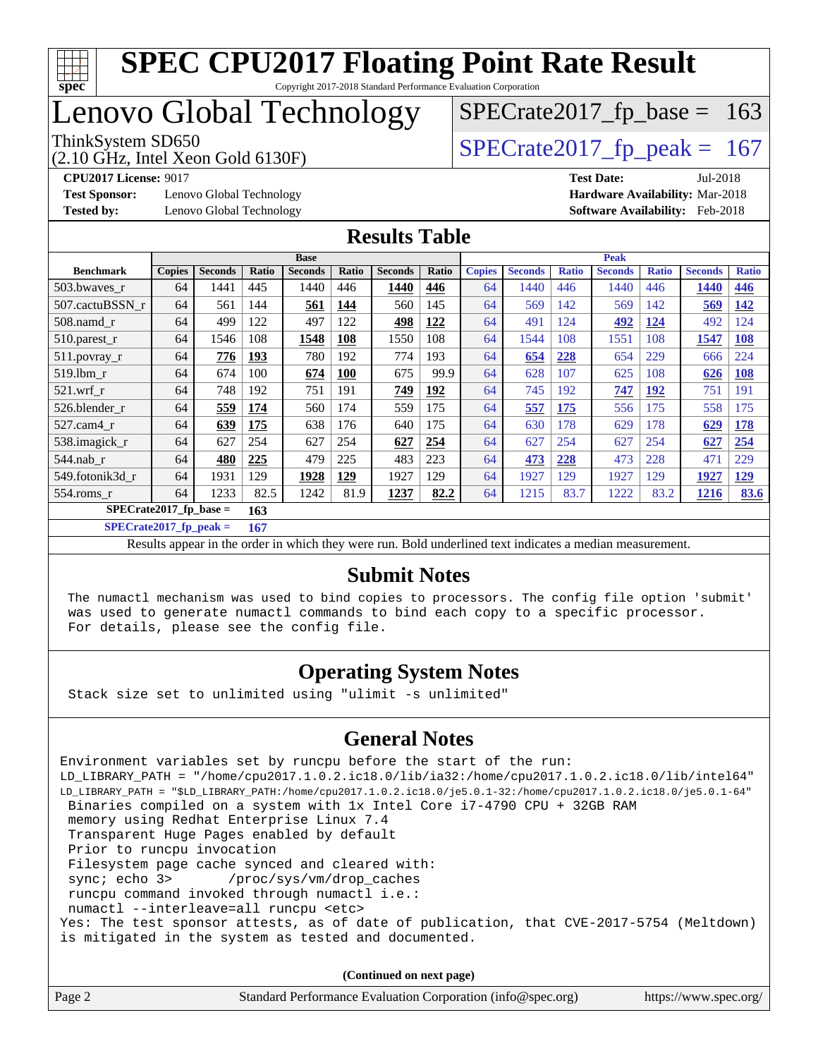# SPEC CPU2017 Floating Point Rate Result

Copyright 2017-2018 Standard Performance Evaluation Corporation

# Lenovo Global Technology

ThinkSystem SD650
(2.10 GHz, Intel Xeon Gold 6130F)

SPECrate2017_fp_base = 163

SPECrate2017_fp_peak = 167

**CPU2017 License:** 9017
**Test Sponsor:** Lenovo Global Technology
**Tested by:** Lenovo Global Technology
**Test Date:** Jul-2018
**Hardware Availability:** Mar-2018
**Software Availability:** Feb-2018

## Results Table

| Benchmark | Base | | | | | | | Peak | | | | | | |
|---|---|---|---|---|---|---|---|---|---|---|---|---|---|---|
| | Copies | Seconds | Ratio | Seconds | Ratio | Seconds | Ratio | Copies | Seconds | Ratio | Seconds | Ratio | Seconds | Ratio |
| 503.bwaves_r | 64 | 1441 | 445 | 1440 | 446 | **1440** | **446** | 64 | 1440 | 446 | 1440 | 446 | **1440** | **446** |
| 507.cactuBSSN_r | 64 | 561 | 144 | **561** | **144** | 560 | 145 | 64 | 569 | 142 | 569 | 142 | **569** | **142** |
| 508.namd_r | 64 | 499 | 122 | 497 | 122 | **498** | **122** | 64 | 491 | 124 | **492** | **124** | 492 | 124 |
| 510.parest_r | 64 | 1546 | 108 | **1548** | **108** | 1550 | 108 | 64 | 1544 | 108 | 1551 | 108 | **1547** | **108** |
| 511.povray_r | 64 | **776** | **193** | 780 | 192 | 774 | 193 | 64 | **654** | **228** | 654 | 229 | 666 | 224 |
| 519.lbm_r | 64 | 674 | 100 | **674** | **100** | 675 | 99.9 | 64 | 628 | 107 | 625 | 108 | **626** | **108** |
| 521.wrf_r | 64 | 748 | 192 | 751 | 191 | **749** | **192** | 64 | 745 | 192 | **747** | **192** | 751 | 191 |
| 526.blender_r | 64 | **559** | **174** | 560 | 174 | 559 | 175 | 64 | **557** | **175** | 556 | 175 | 558 | 175 |
| 527.cam4_r | 64 | **639** | **175** | 638 | 176 | 640 | 175 | 64 | 630 | 178 | 629 | 178 | **629** | **178** |
| 538.imagick_r | 64 | 627 | 254 | 627 | 254 | **627** | **254** | 64 | 627 | 254 | 627 | 254 | **627** | **254** |
| 544.nab_r | 64 | **480** | **225** | 479 | 225 | 483 | 223 | 64 | **473** | **228** | 473 | 228 | 471 | 229 |
| 549.fotonik3d_r | 64 | 1931 | 129 | **1928** | **129** | 1927 | 129 | 64 | 1927 | 129 | 1927 | 129 | **1927** | **129** |
| 554.roms_r | 64 | 1233 | 82.5 | 1242 | 81.9 | **1237** | **82.2** | 64 | 1215 | 83.7 | 1222 | 83.2 | **1216** | **83.6** |

**SPECrate2017_fp_base = 163**

**SPECrate2017_fp_peak = 167**

Results appear in the order in which they were run. Bold underlined text indicates a median measurement.

## Submit Notes

```
The numactl mechanism was used to bind copies to processors. The config file option 'submit'
was used to generate numactl commands to bind each copy to a specific processor.
For details, please see the config file.
```

## Operating System Notes

```
Stack size set to unlimited using "ulimit -s unlimited"
```

## General Notes

```
Environment variables set by runcpu before the start of the run:
LD_LIBRARY_PATH = "/home/cpu2017.1.0.2.ic18.0/lib/ia32:/home/cpu2017.1.0.2.ic18.0/lib/intel64"
LD_LIBRARY_PATH = "$LD_LIBRARY_PATH:/home/cpu2017.1.0.2.ic18.0/je5.0.1-32:/home/cpu2017.1.0.2.ic18.0/je5.0.1-64"
 Binaries compiled on a system with 1x Intel Core i7-4790 CPU + 32GB RAM
 memory using Redhat Enterprise Linux 7.4
 Transparent Huge Pages enabled by default
 Prior to runcpu invocation
 Filesystem page cache synced and cleared with:
 sync; echo 3>       /proc/sys/vm/drop_caches
 runcpu command invoked through numactl i.e.:
 numactl --interleave=all runcpu <etc>
Yes: The test sponsor attests, as of date of publication, that CVE-2017-5754 (Meltdown)
is mitigated in the system as tested and documented.
```

**(Continued on next page)**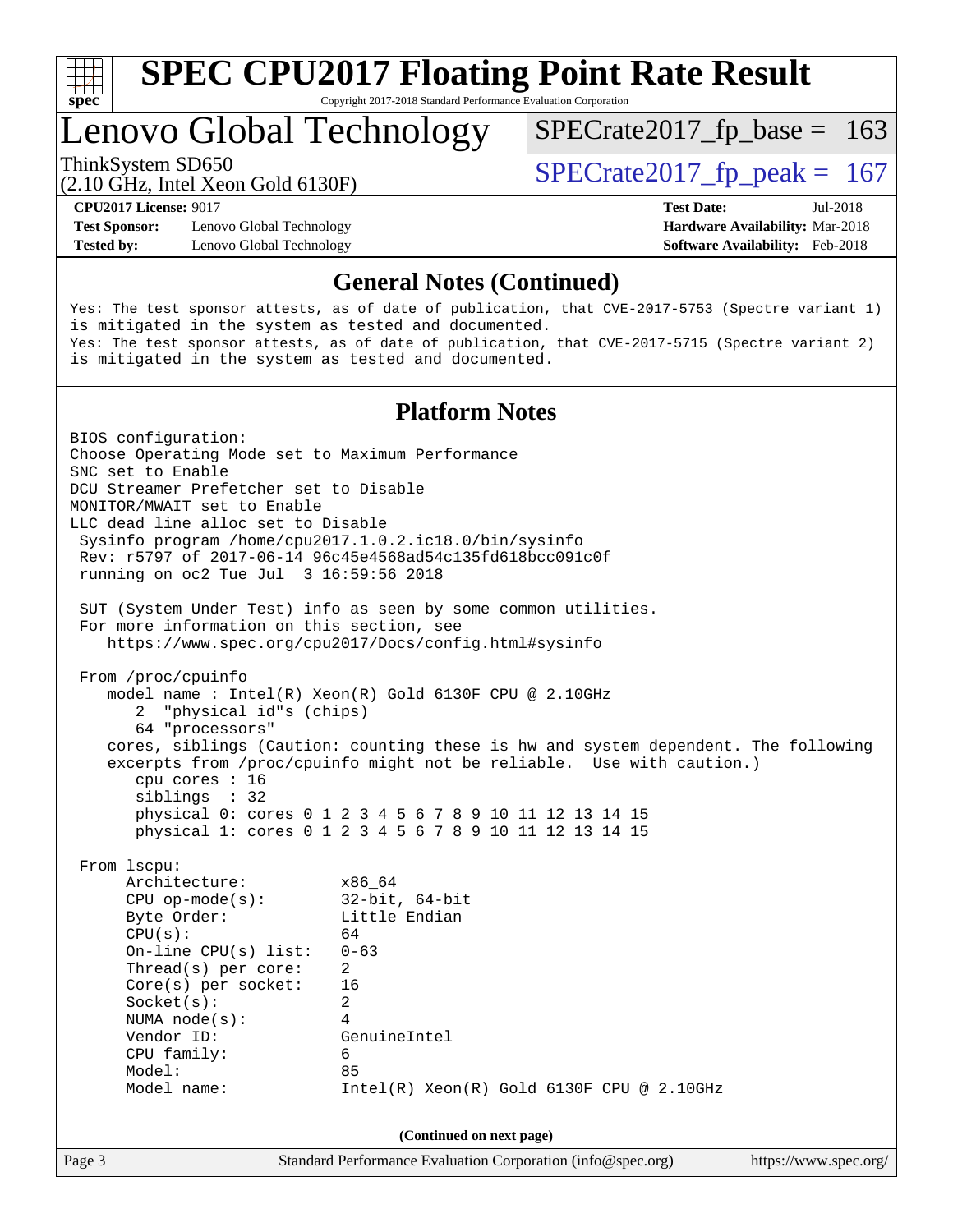# SPEC CPU2017 Floating Point Rate Result

Copyright 2017-2018 Standard Performance Evaluation Corporation

## Lenovo Global Technology

ThinkSystem SD650
(2.10 GHz, Intel Xeon Gold 6130F)

SPECrate2017_fp_base = 163

SPECrate2017_fp_peak = 167

**CPU2017 License:** 9017
**Test Sponsor:** Lenovo Global Technology
**Tested by:** Lenovo Global Technology

**Test Date:** Jul-2018
**Hardware Availability:** Mar-2018
**Software Availability:** Feb-2018

### General Notes (Continued)

```
Yes: The test sponsor attests, as of date of publication, that CVE-2017-5753 (Spectre variant 1)
is mitigated in the system as tested and documented.
Yes: The test sponsor attests, as of date of publication, that CVE-2017-5715 (Spectre variant 2)
is mitigated in the system as tested and documented.
```

### Platform Notes

```
BIOS configuration:
Choose Operating Mode set to Maximum Performance
SNC set to Enable
DCU Streamer Prefetcher set to Disable
MONITOR/MWAIT set to Enable
LLC dead line alloc set to Disable
 Sysinfo program /home/cpu2017.1.0.2.ic18.0/bin/sysinfo
 Rev: r5797 of 2017-06-14 96c45e4568ad54c135fd618bcc091c0f
 running on oc2 Tue Jul  3 16:59:56 2018

 SUT (System Under Test) info as seen by some common utilities.
 For more information on this section, see
    https://www.spec.org/cpu2017/Docs/config.html#sysinfo

 From /proc/cpuinfo
    model name : Intel(R) Xeon(R) Gold 6130F CPU @ 2.10GHz
       2  "physical id"s (chips)
       64 "processors"
    cores, siblings (Caution: counting these is hw and system dependent. The following
    excerpts from /proc/cpuinfo might not be reliable.  Use with caution.)
       cpu cores : 16
       siblings  : 32
       physical 0: cores 0 1 2 3 4 5 6 7 8 9 10 11 12 13 14 15
       physical 1: cores 0 1 2 3 4 5 6 7 8 9 10 11 12 13 14 15

 From lscpu:
      Architecture:          x86_64
      CPU op-mode(s):        32-bit, 64-bit
      Byte Order:            Little Endian
      CPU(s):                64
      On-line CPU(s) list:   0-63
      Thread(s) per core:    2
      Core(s) per socket:    16
      Socket(s):             2
      NUMA node(s):          4
      Vendor ID:             GenuineIntel
      CPU family:            6
      Model:                 85
      Model name:            Intel(R) Xeon(R) Gold 6130F CPU @ 2.10GHz
```

**(Continued on next page)**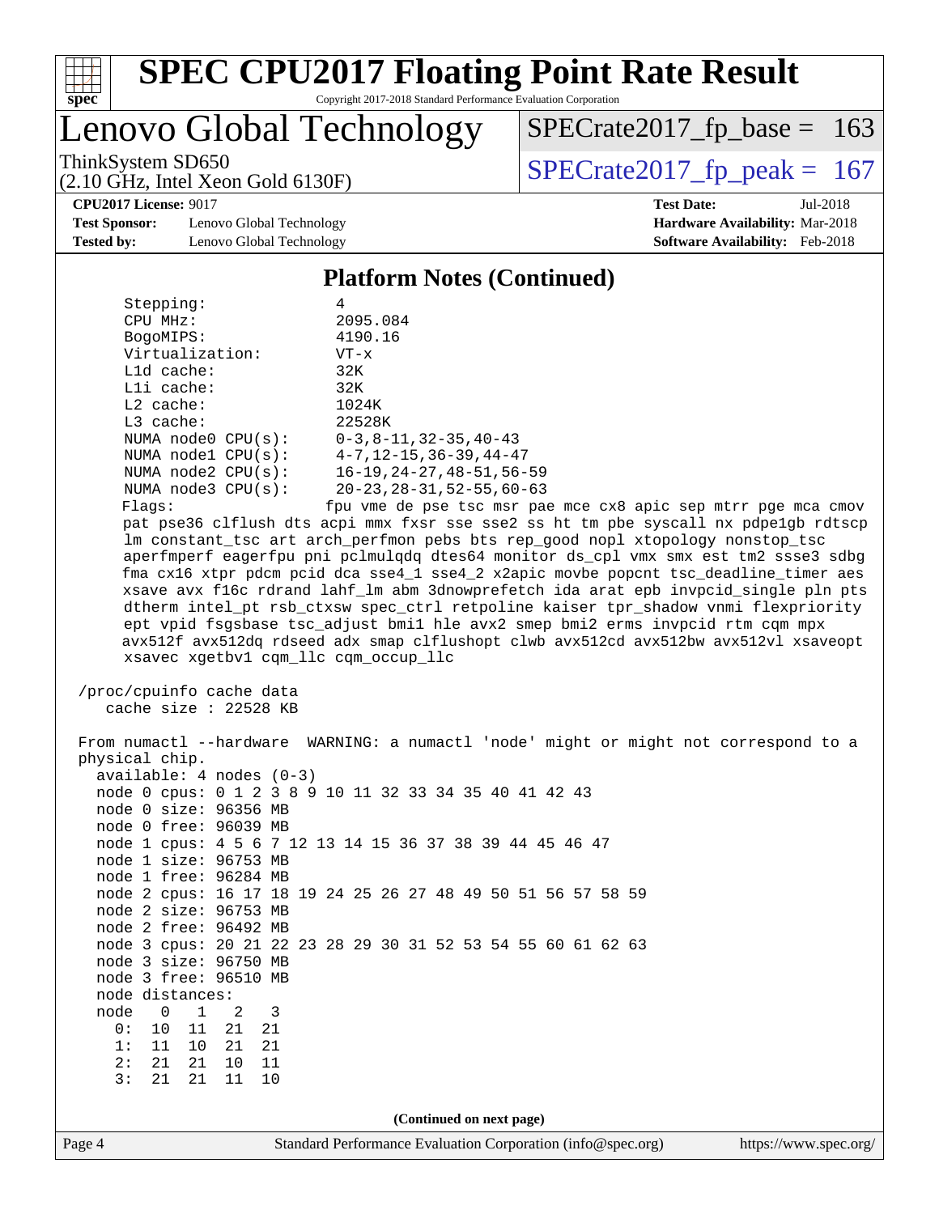# SPEC CPU2017 Floating Point Rate Result

Copyright 2017-2018 Standard Performance Evaluation Corporation

## Lenovo Global Technology

ThinkSystem SD650
(2.10 GHz, Intel Xeon Gold 6130F)

SPECrate2017_fp_base = 163

SPECrate2017_fp_peak = 167

**CPU2017 License:** 9017
**Test Sponsor:** Lenovo Global Technology
**Tested by:** Lenovo Global Technology

**Test Date:** Jul-2018
**Hardware Availability:** Mar-2018
**Software Availability:** Feb-2018

### Platform Notes (Continued)

```
     Stepping:              4
     CPU MHz:               2095.084
     BogoMIPS:              4190.16
     Virtualization:        VT-x
     L1d cache:             32K
     L1i cache:             32K
     L2 cache:              1024K
     L3 cache:              22528K
     NUMA node0 CPU(s):     0-3,8-11,32-35,40-43
     NUMA node1 CPU(s):     4-7,12-15,36-39,44-47
     NUMA node2 CPU(s):     16-19,24-27,48-51,56-59
     NUMA node3 CPU(s):     20-23,28-31,52-55,60-63
     Flags:                 fpu vme de pse tsc msr pae mce cx8 apic sep mtrr pge mca cmov
     pat pse36 clflush dts acpi mmx fxsr sse sse2 ss ht tm pbe syscall nx pdpe1gb rdtscp
     lm constant_tsc art arch_perfmon pebs bts rep_good nopl xtopology nonstop_tsc
     aperfmperf eagerfpu pni pclmulqdq dtes64 monitor ds_cpl vmx smx est tm2 ssse3 sdbg
     fma cx16 xtpr pdcm pcid dca sse4_1 sse4_2 x2apic movbe popcnt tsc_deadline_timer aes
     xsave avx f16c rdrand lahf_lm abm 3dnowprefetch ida arat epb invpcid_single pln pts
     dtherm intel_pt rsb_ctxsw spec_ctrl retpoline kaiser tpr_shadow vnmi flexpriority
     ept vpid fsgsbase tsc_adjust bmi1 hle avx2 smep bmi2 erms invpcid rtm cqm mpx
     avx512f avx512dq rdseed adx smap clflushopt clwb avx512cd avx512bw avx512vl xsaveopt
     xsavec xgetbv1 cqm_llc cqm_occup_llc

 /proc/cpuinfo cache data
    cache size : 22528 KB

 From numactl --hardware  WARNING: a numactl 'node' might or might not correspond to a
 physical chip.
   available: 4 nodes (0-3)
   node 0 cpus: 0 1 2 3 8 9 10 11 32 33 34 35 40 41 42 43
   node 0 size: 96356 MB
   node 0 free: 96039 MB
   node 1 cpus: 4 5 6 7 12 13 14 15 36 37 38 39 44 45 46 47
   node 1 size: 96753 MB
   node 1 free: 96284 MB
   node 2 cpus: 16 17 18 19 24 25 26 27 48 49 50 51 56 57 58 59
   node 2 size: 96753 MB
   node 2 free: 96492 MB
   node 3 cpus: 20 21 22 23 28 29 30 31 52 53 54 55 60 61 62 63
   node 3 size: 96750 MB
   node 3 free: 96510 MB
   node distances:
   node   0   1   2   3
     0:  10  11  21  21
     1:  11  10  21  21
     2:  21  21  10  11
     3:  21  21  11  10
```

(Continued on next page)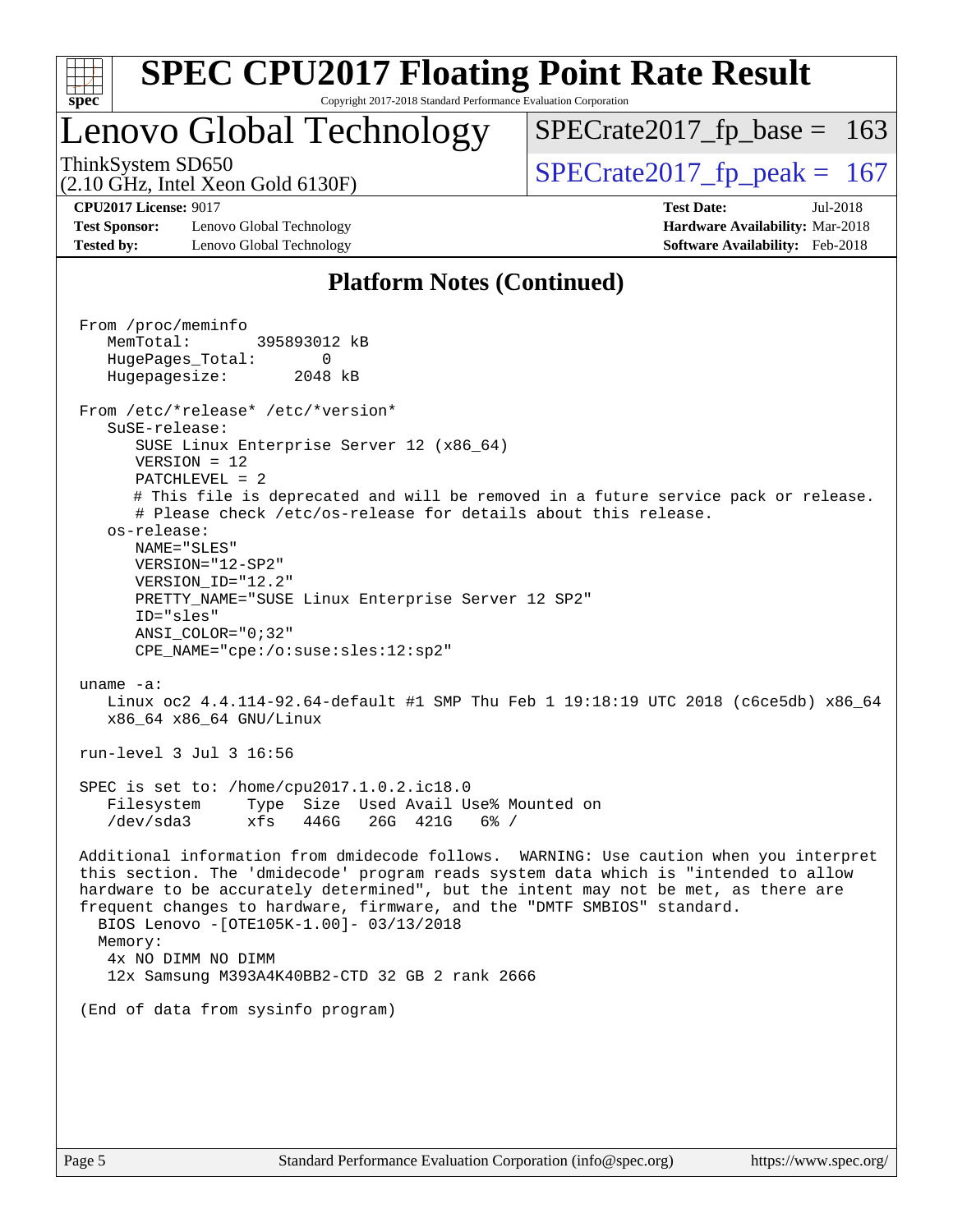# Lenovo Global Technology

ThinkSystem SD650
(2.10 GHz, Intel Xeon Gold 6130F)

SPECrate2017_fp_base = 163

SPECrate2017_fp_peak = 167

**CPU2017 License:** 9017
**Test Sponsor:** Lenovo Global Technology
**Tested by:** Lenovo Global Technology

**Test Date:** Jul-2018
**Hardware Availability:** Mar-2018
**Software Availability:** Feb-2018

## Platform Notes (Continued)

```
From /proc/meminfo
   MemTotal:       395893012 kB
   HugePages_Total:       0
   Hugepagesize:       2048 kB

From /etc/*release* /etc/*version*
   SuSE-release:
      SUSE Linux Enterprise Server 12 (x86_64)
      VERSION = 12
      PATCHLEVEL = 2
      # This file is deprecated and will be removed in a future service pack or release.
      # Please check /etc/os-release for details about this release.
   os-release:
      NAME="SLES"
      VERSION="12-SP2"
      VERSION_ID="12.2"
      PRETTY_NAME="SUSE Linux Enterprise Server 12 SP2"
      ID="sles"
      ANSI_COLOR="0;32"
      CPE_NAME="cpe:/o:suse:sles:12:sp2"

uname -a:
   Linux oc2 4.4.114-92.64-default #1 SMP Thu Feb 1 19:18:19 UTC 2018 (c6ce5db) x86_64
   x86_64 x86_64 GNU/Linux

run-level 3 Jul 3 16:56

SPEC is set to: /home/cpu2017.1.0.2.ic18.0
   Filesystem     Type  Size  Used Avail Use% Mounted on
   /dev/sda3      xfs   446G   26G  421G   6% /

Additional information from dmidecode follows.  WARNING: Use caution when you interpret
this section. The 'dmidecode' program reads system data which is "intended to allow
hardware to be accurately determined", but the intent may not be met, as there are
frequent changes to hardware, firmware, and the "DMTF SMBIOS" standard.
  BIOS Lenovo -[OTE105K-1.00]- 03/13/2018
  Memory:
   4x NO DIMM NO DIMM
   12x Samsung M393A4K40BB2-CTD 32 GB 2 rank 2666

(End of data from sysinfo program)
```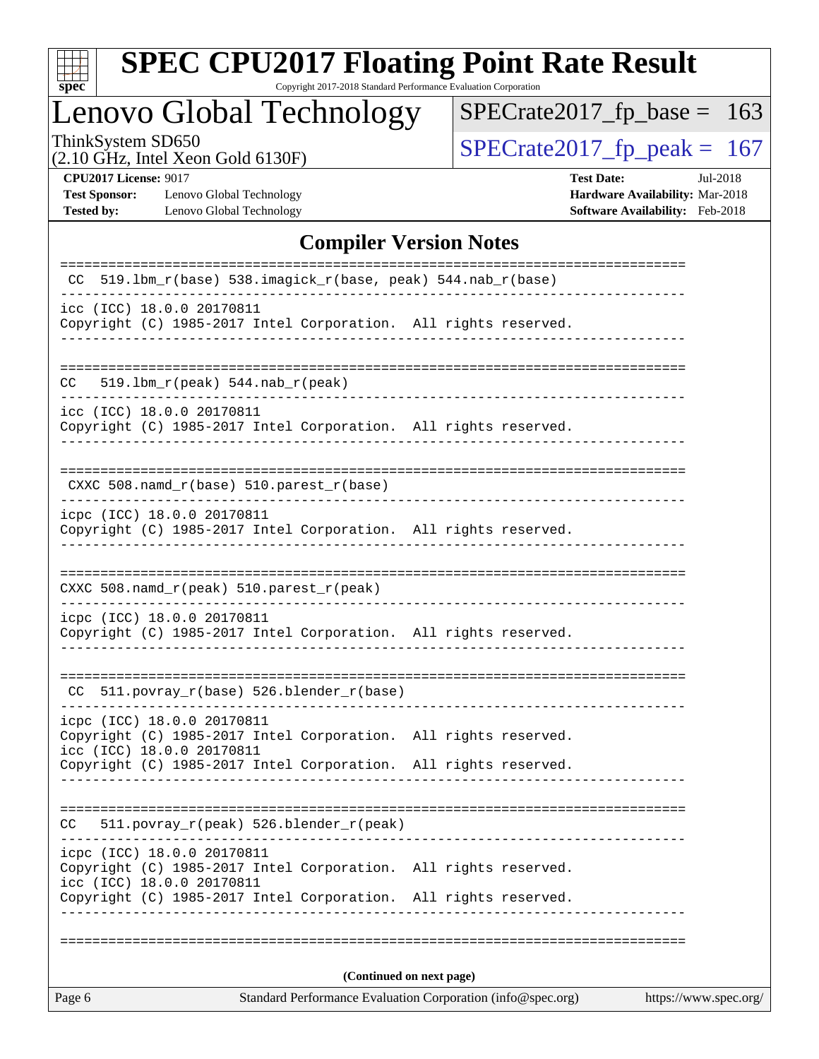# SPEC CPU2017 Floating Point Rate Result

Copyright 2017-2018 Standard Performance Evaluation Corporation

## Lenovo Global Technology

ThinkSystem SD650
(2.10 GHz, Intel Xeon Gold 6130F)

SPECrate2017_fp_base = 163
SPECrate2017_fp_peak = 167

**CPU2017 License:** 9017
**Test Sponsor:** Lenovo Global Technology
**Tested by:** Lenovo Global Technology

**Test Date:** Jul-2018
**Hardware Availability:** Mar-2018
**Software Availability:** Feb-2018

## Compiler Version Notes

```
==============================================================================
 CC  519.lbm_r(base) 538.imagick_r(base, peak) 544.nab_r(base)
------------------------------------------------------------------------------
icc (ICC) 18.0.0 20170811
Copyright (C) 1985-2017 Intel Corporation.  All rights reserved.
------------------------------------------------------------------------------

==============================================================================
CC   519.lbm_r(peak) 544.nab_r(peak)
------------------------------------------------------------------------------
icc (ICC) 18.0.0 20170811
Copyright (C) 1985-2017 Intel Corporation.  All rights reserved.
------------------------------------------------------------------------------

==============================================================================
 CXXC 508.namd_r(base) 510.parest_r(base)
------------------------------------------------------------------------------
icpc (ICC) 18.0.0 20170811
Copyright (C) 1985-2017 Intel Corporation.  All rights reserved.
------------------------------------------------------------------------------

==============================================================================
CXXC 508.namd_r(peak) 510.parest_r(peak)
------------------------------------------------------------------------------
icpc (ICC) 18.0.0 20170811
Copyright (C) 1985-2017 Intel Corporation.  All rights reserved.
------------------------------------------------------------------------------

==============================================================================
 CC  511.povray_r(base) 526.blender_r(base)
------------------------------------------------------------------------------
icpc (ICC) 18.0.0 20170811
Copyright (C) 1985-2017 Intel Corporation.  All rights reserved.
icc (ICC) 18.0.0 20170811
Copyright (C) 1985-2017 Intel Corporation.  All rights reserved.
------------------------------------------------------------------------------

==============================================================================
CC   511.povray_r(peak) 526.blender_r(peak)
------------------------------------------------------------------------------
icpc (ICC) 18.0.0 20170811
Copyright (C) 1985-2017 Intel Corporation.  All rights reserved.
icc (ICC) 18.0.0 20170811
Copyright (C) 1985-2017 Intel Corporation.  All rights reserved.
------------------------------------------------------------------------------

==============================================================================
```

(Continued on next page)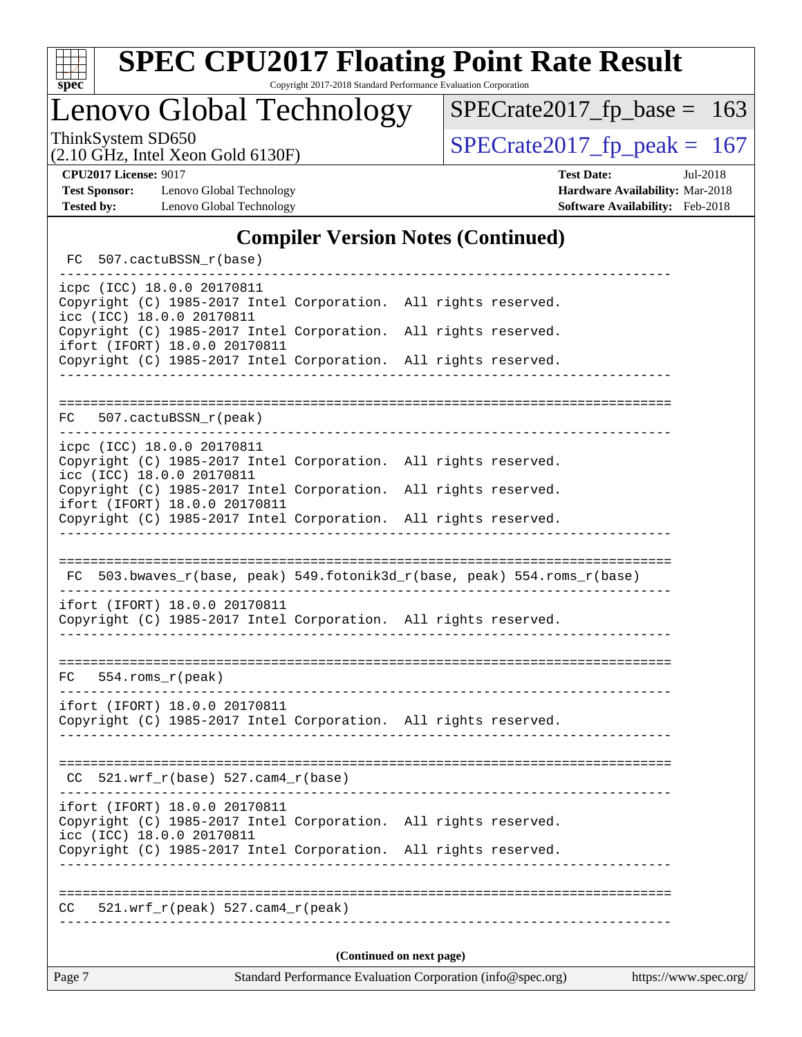# SPEC CPU2017 Floating Point Rate Result

Copyright 2017-2018 Standard Performance Evaluation Corporation

**Lenovo Global Technology**

ThinkSystem SD650
(2.10 GHz, Intel Xeon Gold 6130F)

SPECrate2017_fp_base = 163

SPECrate2017_fp_peak = 167

**CPU2017 License:** 9017
**Test Sponsor:** Lenovo Global Technology
**Tested by:** Lenovo Global Technology

**Test Date:** Jul-2018
**Hardware Availability:** Mar-2018
**Software Availability:** Feb-2018

## Compiler Version Notes (Continued)

```
 FC  507.cactuBSSN_r(base)
------------------------------------------------------------------------------
icpc (ICC) 18.0.0 20170811
Copyright (C) 1985-2017 Intel Corporation.  All rights reserved.
icc (ICC) 18.0.0 20170811
Copyright (C) 1985-2017 Intel Corporation.  All rights reserved.
ifort (IFORT) 18.0.0 20170811
Copyright (C) 1985-2017 Intel Corporation.  All rights reserved.
------------------------------------------------------------------------------

==============================================================================
FC   507.cactuBSSN_r(peak)
------------------------------------------------------------------------------
icpc (ICC) 18.0.0 20170811
Copyright (C) 1985-2017 Intel Corporation.  All rights reserved.
icc (ICC) 18.0.0 20170811
Copyright (C) 1985-2017 Intel Corporation.  All rights reserved.
ifort (IFORT) 18.0.0 20170811
Copyright (C) 1985-2017 Intel Corporation.  All rights reserved.
------------------------------------------------------------------------------

==============================================================================
 FC  503.bwaves_r(base, peak) 549.fotonik3d_r(base, peak) 554.roms_r(base)
------------------------------------------------------------------------------
ifort (IFORT) 18.0.0 20170811
Copyright (C) 1985-2017 Intel Corporation.  All rights reserved.
------------------------------------------------------------------------------

==============================================================================
FC   554.roms_r(peak)
------------------------------------------------------------------------------
ifort (IFORT) 18.0.0 20170811
Copyright (C) 1985-2017 Intel Corporation.  All rights reserved.
------------------------------------------------------------------------------

==============================================================================
 CC  521.wrf_r(base) 527.cam4_r(base)
------------------------------------------------------------------------------
ifort (IFORT) 18.0.0 20170811
Copyright (C) 1985-2017 Intel Corporation.  All rights reserved.
icc (ICC) 18.0.0 20170811
Copyright (C) 1985-2017 Intel Corporation.  All rights reserved.
------------------------------------------------------------------------------

==============================================================================
CC   521.wrf_r(peak) 527.cam4_r(peak)
------------------------------------------------------------------------------
```

**(Continued on next page)**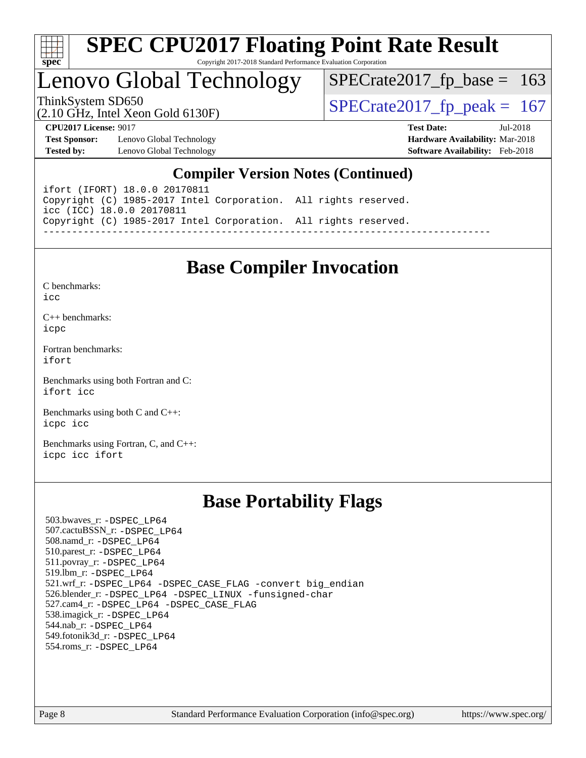# SPEC CPU2017 Floating Point Rate Result

Copyright 2017-2018 Standard Performance Evaluation Corporation

## Lenovo Global Technology

ThinkSystem SD650
(2.10 GHz, Intel Xeon Gold 6130F)

SPECrate2017_fp_base = 163

SPECrate2017_fp_peak = 167

**CPU2017 License:** 9017
**Test Sponsor:** Lenovo Global Technology
**Tested by:** Lenovo Global Technology

**Test Date:** Jul-2018
**Hardware Availability:** Mar-2018
**Software Availability:** Feb-2018

### Compiler Version Notes (Continued)

```
ifort (IFORT) 18.0.0 20170811
Copyright (C) 1985-2017 Intel Corporation.  All rights reserved.
icc (ICC) 18.0.0 20170811
Copyright (C) 1985-2017 Intel Corporation.  All rights reserved.
------------------------------------------------------------------------------
```

## Base Compiler Invocation

C benchmarks:
icc

C++ benchmarks:
icpc

Fortran benchmarks:
ifort

Benchmarks using both Fortran and C:
ifort icc

Benchmarks using both C and C++:
icpc icc

Benchmarks using Fortran, C, and C++:
icpc icc ifort

## Base Portability Flags

503.bwaves_r: -DSPEC_LP64
507.cactuBSSN_r: -DSPEC_LP64
508.namd_r: -DSPEC_LP64
510.parest_r: -DSPEC_LP64
511.povray_r: -DSPEC_LP64
519.lbm_r: -DSPEC_LP64
521.wrf_r: -DSPEC_LP64 -DSPEC_CASE_FLAG -convert big_endian
526.blender_r: -DSPEC_LP64 -DSPEC_LINUX -funsigned-char
527.cam4_r: -DSPEC_LP64 -DSPEC_CASE_FLAG
538.imagick_r: -DSPEC_LP64
544.nab_r: -DSPEC_LP64
549.fotonik3d_r: -DSPEC_LP64
554.roms_r: -DSPEC_LP64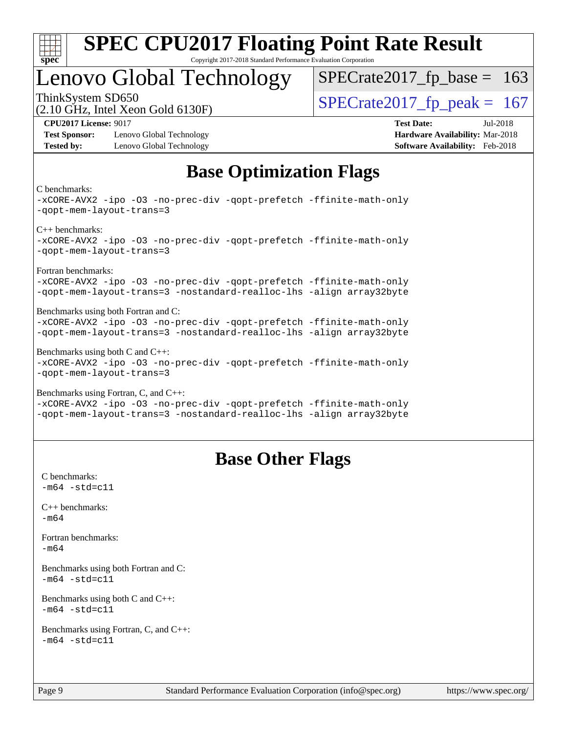# Lenovo Global Technology

ThinkSystem SD650
(2.10 GHz, Intel Xeon Gold 6130F)

SPECrate2017_fp_base = 163

SPECrate2017_fp_peak = 167

**CPU2017 License:** 9017
**Test Sponsor:** Lenovo Global Technology
**Tested by:** Lenovo Global Technology

**Test Date:** Jul-2018
**Hardware Availability:** Mar-2018
**Software Availability:** Feb-2018

## Base Optimization Flags

C benchmarks:
-xCORE-AVX2 -ipo -O3 -no-prec-div -qopt-prefetch -ffinite-math-only -qopt-mem-layout-trans=3

C++ benchmarks:
-xCORE-AVX2 -ipo -O3 -no-prec-div -qopt-prefetch -ffinite-math-only -qopt-mem-layout-trans=3

Fortran benchmarks:
-xCORE-AVX2 -ipo -O3 -no-prec-div -qopt-prefetch -ffinite-math-only -qopt-mem-layout-trans=3 -nostandard-realloc-lhs -align array32byte

Benchmarks using both Fortran and C:
-xCORE-AVX2 -ipo -O3 -no-prec-div -qopt-prefetch -ffinite-math-only -qopt-mem-layout-trans=3 -nostandard-realloc-lhs -align array32byte

Benchmarks using both C and C++:
-xCORE-AVX2 -ipo -O3 -no-prec-div -qopt-prefetch -ffinite-math-only -qopt-mem-layout-trans=3

Benchmarks using Fortran, C, and C++:
-xCORE-AVX2 -ipo -O3 -no-prec-div -qopt-prefetch -ffinite-math-only -qopt-mem-layout-trans=3 -nostandard-realloc-lhs -align array32byte

## Base Other Flags

C benchmarks:
-m64 -std=c11

C++ benchmarks:
-m64

Fortran benchmarks:
-m64

Benchmarks using both Fortran and C:
-m64 -std=c11

Benchmarks using both C and C++:
-m64 -std=c11

Benchmarks using Fortran, C, and C++:
-m64 -std=c11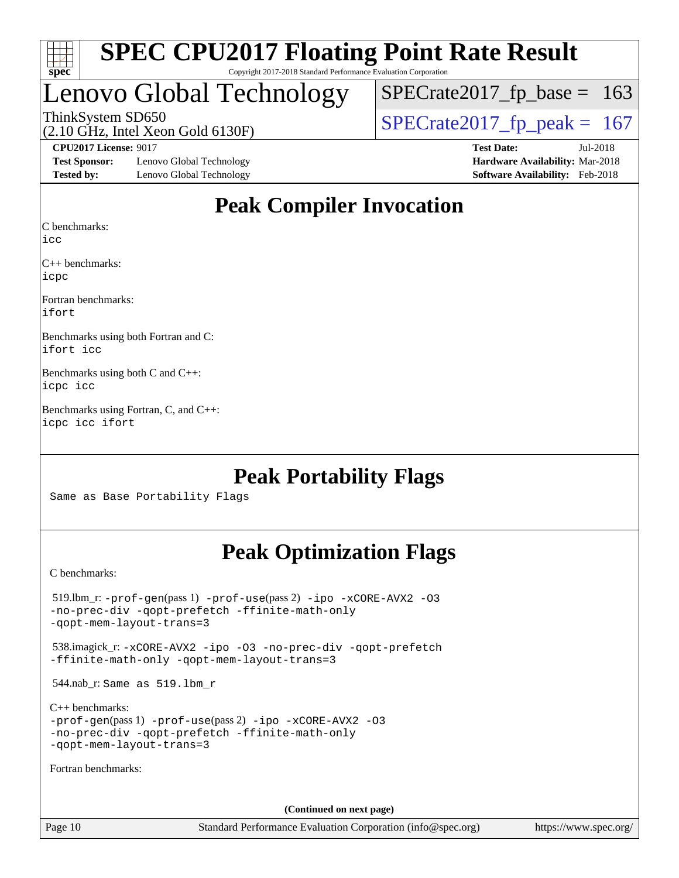# SPEC CPU2017 Floating Point Rate Result

Copyright 2017-2018 Standard Performance Evaluation Corporation

## Lenovo Global Technology

ThinkSystem SD650
(2.10 GHz, Intel Xeon Gold 6130F)

SPECrate2017_fp_base = 163

SPECrate2017_fp_peak = 167

**CPU2017 License:** 9017
**Test Sponsor:** Lenovo Global Technology
**Tested by:** Lenovo Global Technology

**Test Date:** Jul-2018
**Hardware Availability:** Mar-2018
**Software Availability:** Feb-2018

## Peak Compiler Invocation

C benchmarks:
`icc`

C++ benchmarks:
`icpc`

Fortran benchmarks:
`ifort`

Benchmarks using both Fortran and C:
`ifort icc`

Benchmarks using both C and C++:
`icpc icc`

Benchmarks using Fortran, C, and C++:
`icpc icc ifort`

## Peak Portability Flags

Same as Base Portability Flags

## Peak Optimization Flags

C benchmarks:

519.lbm_r: `-prof-gen`(pass 1) `-prof-use`(pass 2) `-ipo -xCORE-AVX2 -O3 -no-prec-div -qopt-prefetch -ffinite-math-only -qopt-mem-layout-trans=3`

538.imagick_r: `-xCORE-AVX2 -ipo -O3 -no-prec-div -qopt-prefetch -ffinite-math-only -qopt-mem-layout-trans=3`

544.nab_r: Same as 519.lbm_r

C++ benchmarks:
`-prof-gen`(pass 1) `-prof-use`(pass 2) `-ipo -xCORE-AVX2 -O3 -no-prec-div -qopt-prefetch -ffinite-math-only -qopt-mem-layout-trans=3`

Fortran benchmarks:

**(Continued on next page)**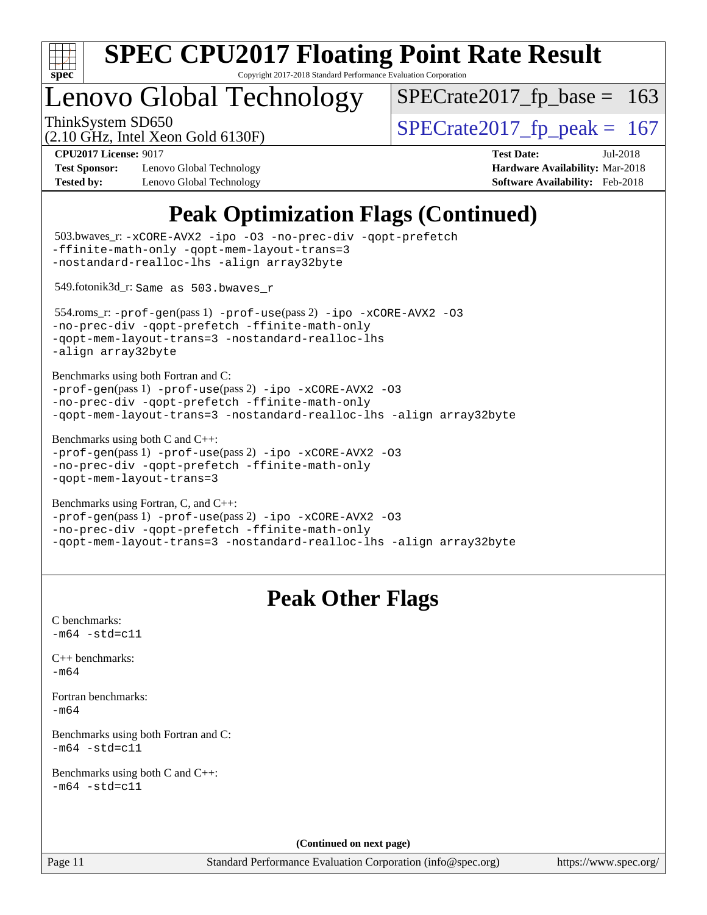# SPEC CPU2017 Floating Point Rate Result

Copyright 2017-2018 Standard Performance Evaluation Corporation

## Lenovo Global Technology

ThinkSystem SD650
(2.10 GHz, Intel Xeon Gold 6130F)

SPECrate2017_fp_base = 163

SPECrate2017_fp_peak = 167

**CPU2017 License:** 9017
**Test Sponsor:** Lenovo Global Technology
**Tested by:** Lenovo Global Technology

**Test Date:** Jul-2018
**Hardware Availability:** Mar-2018
**Software Availability:** Feb-2018

## Peak Optimization Flags (Continued)

503.bwaves_r: -xCORE-AVX2 -ipo -O3 -no-prec-div -qopt-prefetch -ffinite-math-only -qopt-mem-layout-trans=3 -nostandard-realloc-lhs -align array32byte

549.fotonik3d_r: Same as 503.bwaves_r

554.roms_r: -prof-gen(pass 1) -prof-use(pass 2) -ipo -xCORE-AVX2 -O3 -no-prec-div -qopt-prefetch -ffinite-math-only -qopt-mem-layout-trans=3 -nostandard-realloc-lhs -align array32byte

Benchmarks using both Fortran and C:
-prof-gen(pass 1) -prof-use(pass 2) -ipo -xCORE-AVX2 -O3 -no-prec-div -qopt-prefetch -ffinite-math-only -qopt-mem-layout-trans=3 -nostandard-realloc-lhs -align array32byte

Benchmarks using both C and C++:
-prof-gen(pass 1) -prof-use(pass 2) -ipo -xCORE-AVX2 -O3 -no-prec-div -qopt-prefetch -ffinite-math-only -qopt-mem-layout-trans=3

Benchmarks using Fortran, C, and C++:
-prof-gen(pass 1) -prof-use(pass 2) -ipo -xCORE-AVX2 -O3 -no-prec-div -qopt-prefetch -ffinite-math-only -qopt-mem-layout-trans=3 -nostandard-realloc-lhs -align array32byte

## Peak Other Flags

C benchmarks:
-m64 -std=c11

C++ benchmarks:
-m64

Fortran benchmarks:
-m64

Benchmarks using both Fortran and C:
-m64 -std=c11

Benchmarks using both C and C++:
-m64 -std=c11

**(Continued on next page)**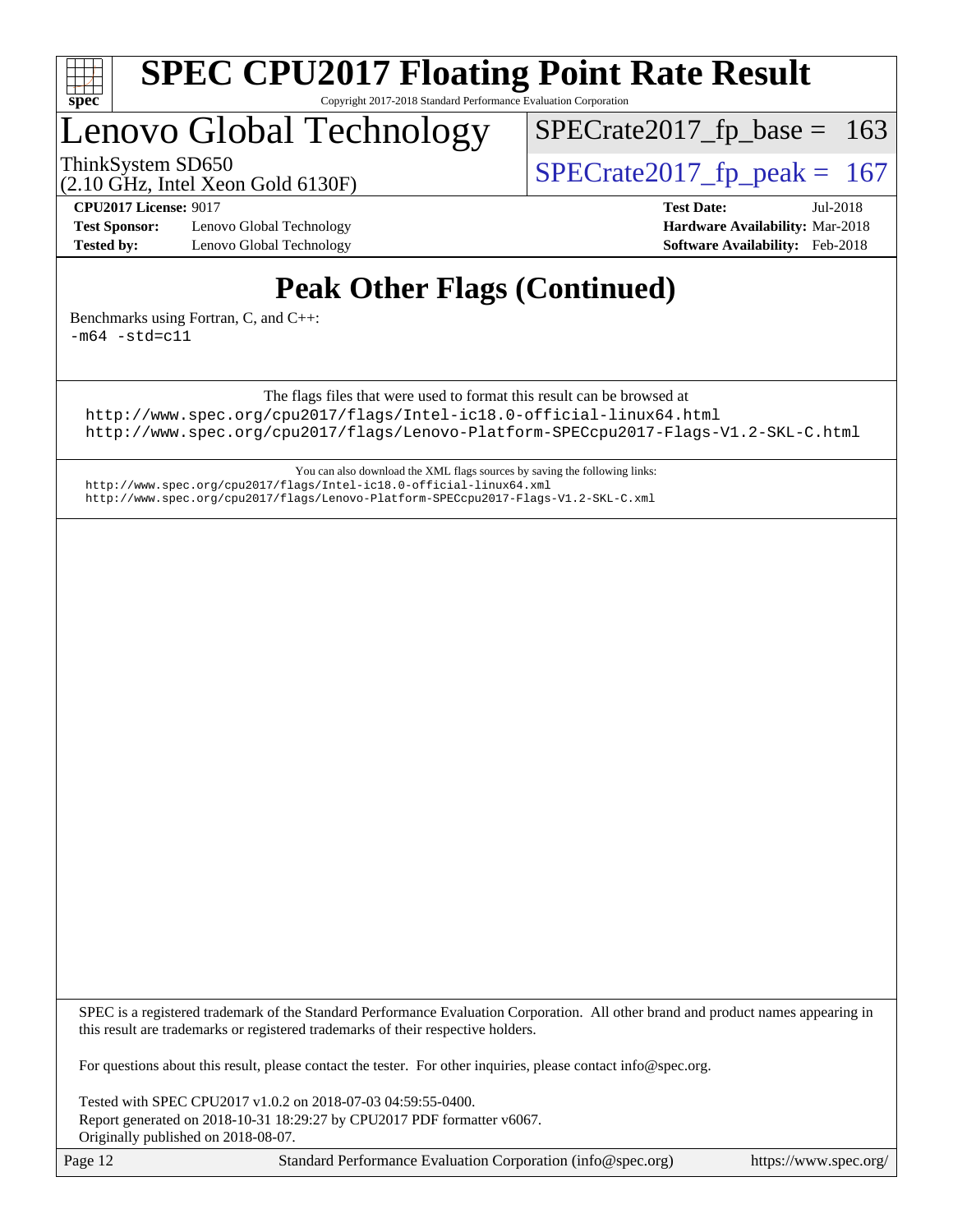## Peak Other Flags (Continued)

Benchmarks using Fortran, C, and C++:
`-m64 -std=c11`

The flags files that were used to format this result can be browsed at
http://www.spec.org/cpu2017/flags/Intel-ic18.0-official-linux64.html
http://www.spec.org/cpu2017/flags/Lenovo-Platform-SPECcpu2017-Flags-V1.2-SKL-C.html

You can also download the XML flags sources by saving the following links:
http://www.spec.org/cpu2017/flags/Intel-ic18.0-official-linux64.xml
http://www.spec.org/cpu2017/flags/Lenovo-Platform-SPECcpu2017-Flags-V1.2-SKL-C.xml

SPEC is a registered trademark of the Standard Performance Evaluation Corporation. All other brand and product names appearing in this result are trademarks or registered trademarks of their respective holders.

For questions about this result, please contact the tester. For other inquiries, please contact info@spec.org.

Tested with SPEC CPU2017 v1.0.2 on 2018-07-03 04:59:55-0400.
Report generated on 2018-10-31 18:29:27 by CPU2017 PDF formatter v6067.
Originally published on 2018-08-07.